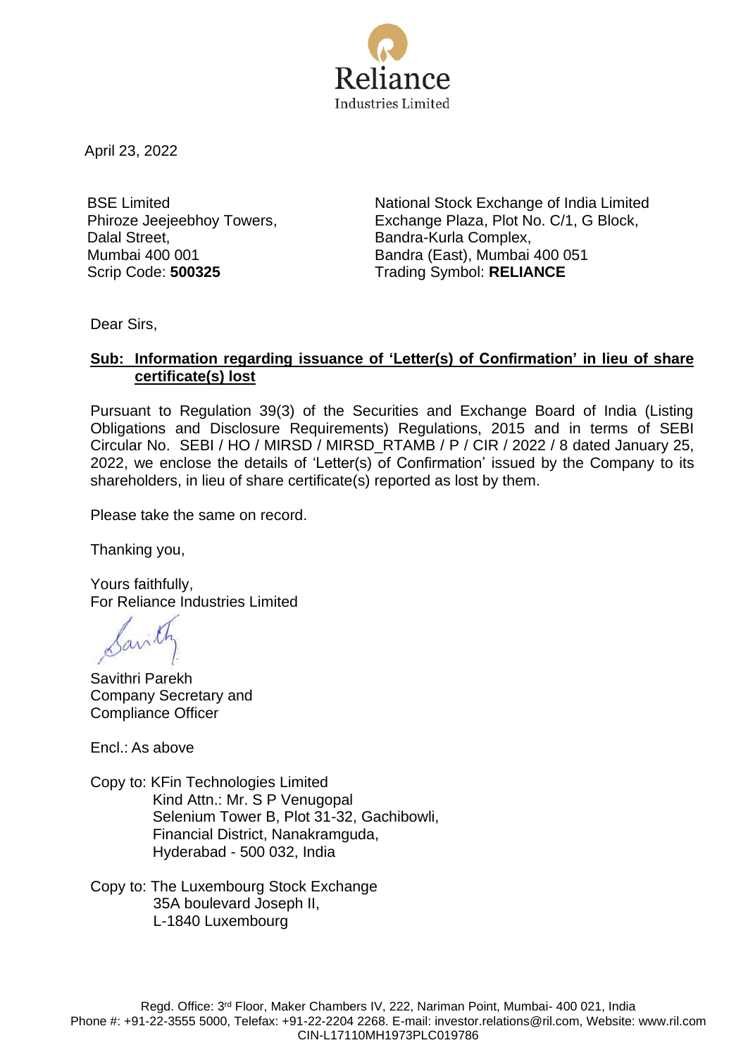Reliance
Industries Limited

April 23, 2022

BSE Limited
Phiroze Jeejeebhoy Towers,
Dalal Street,
Mumbai 400 001
Scrip Code: **500325**

National Stock Exchange of India Limited
Exchange Plaza, Plot No. C/1, G Block,
Bandra-Kurla Complex,
Bandra (East), Mumbai 400 051
Trading Symbol: **RELIANCE**

Dear Sirs,

**Sub: Information regarding issuance of 'Letter(s) of Confirmation' in lieu of share certificate(s) lost**

Pursuant to Regulation 39(3) of the Securities and Exchange Board of India (Listing Obligations and Disclosure Requirements) Regulations, 2015 and in terms of SEBI Circular No. SEBI / HO / MIRSD / MIRSD_RTAMB / P / CIR / 2022 / 8 dated January 25, 2022, we enclose the details of 'Letter(s) of Confirmation' issued by the Company to its shareholders, in lieu of share certificate(s) reported as lost by them.

Please take the same on record.

Thanking you,

Yours faithfully,
For Reliance Industries Limited

Savithri Parekh
Company Secretary and
Compliance Officer

Encl.: As above

Copy to: KFin Technologies Limited
Kind Attn.: Mr. S P Venugopal
Selenium Tower B, Plot 31-32, Gachibowli,
Financial District, Nanakramguda,
Hyderabad - 500 032, India

Copy to: The Luxembourg Stock Exchange
35A boulevard Joseph II,
L-1840 Luxembourg

Regd. Office: 3rd Floor, Maker Chambers IV, 222, Nariman Point, Mumbai- 400 021, India
Phone #: +91-22-3555 5000, Telefax: +91-22-2204 2268. E-mail: investor.relations@ril.com, Website: www.ril.com
CIN-L17110MH1973PLC019786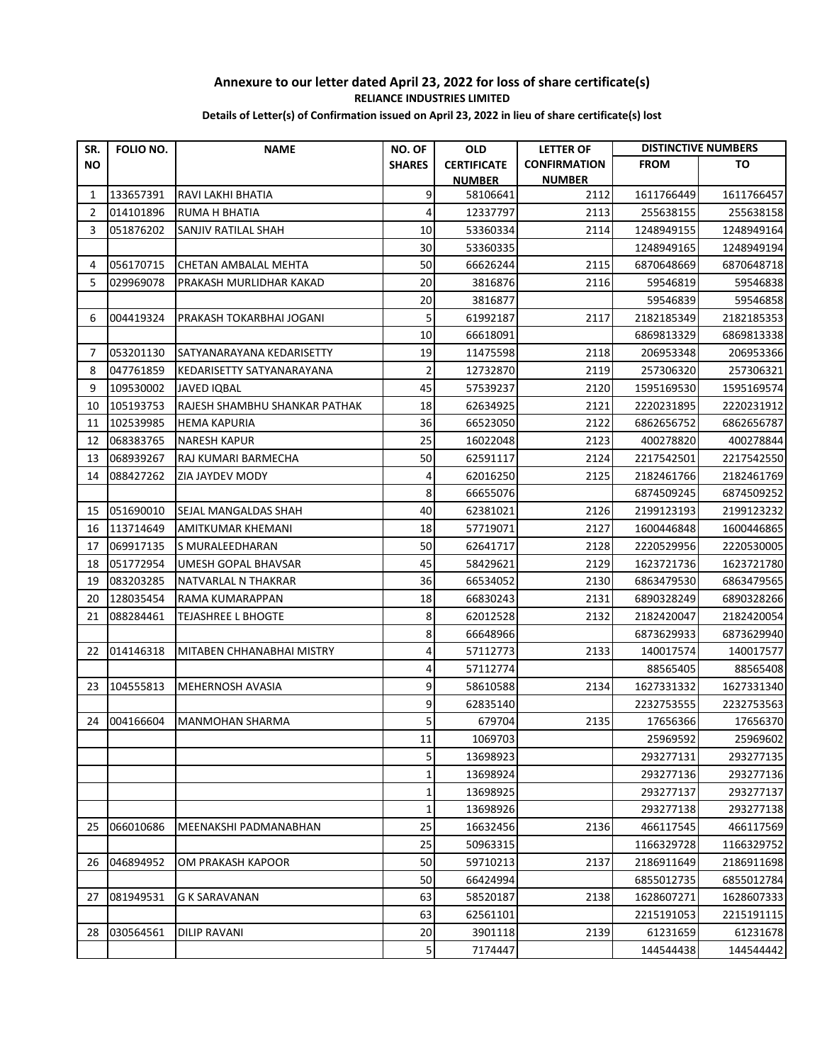**Annexure to our letter dated April 23, 2022 for loss of share certificate(s)**

**RELIANCE INDUSTRIES LIMITED**

**Details of Letter(s) of Confirmation issued on April 23, 2022 in lieu of share certificate(s) lost**

| SR. NO | FOLIO NO. | NAME | NO. OF SHARES | OLD CERTIFICATE NUMBER | LETTER OF CONFIRMATION NUMBER | DISTINCTIVE NUMBERS | |
|---|---|---|---|---|---|---|---|
| | | | | | | FROM | TO |
| 1 | 133657391 | RAVI LAKHI BHATIA | 9 | 58106641 | 2112 | 1611766449 | 1611766457 |
| 2 | 014101896 | RUMA H BHATIA | 4 | 12337797 | 2113 | 255638155 | 255638158 |
| 3 | 051876202 | SANJIV RATILAL SHAH | 10 | 53360334 | 2114 | 1248949155 | 1248949164 |
| | | | 30 | 53360335 | | 1248949165 | 1248949194 |
| 4 | 056170715 | CHETAN AMBALAL MEHTA | 50 | 66626244 | 2115 | 6870648669 | 6870648718 |
| 5 | 029969078 | PRAKASH MURLIDHAR KAKAD | 20 | 3816876 | 2116 | 59546819 | 59546838 |
| | | | 20 | 3816877 | | 59546839 | 59546858 |
| 6 | 004419324 | PRAKASH TOKARBHAI JOGANI | 5 | 61992187 | 2117 | 2182185349 | 2182185353 |
| | | | 10 | 66618091 | | 6869813329 | 6869813338 |
| 7 | 053201130 | SATYANARAYANA KEDARISETTY | 19 | 11475598 | 2118 | 206953348 | 206953366 |
| 8 | 047761859 | KEDARISETTY SATYANARAYANA | 2 | 12732870 | 2119 | 257306320 | 257306321 |
| 9 | 109530002 | JAVED IQBAL | 45 | 57539237 | 2120 | 1595169530 | 1595169574 |
| 10 | 105193753 | RAJESH SHAMBHU SHANKAR PATHAK | 18 | 62634925 | 2121 | 2220231895 | 2220231912 |
| 11 | 102539985 | HEMA KAPURIA | 36 | 66523050 | 2122 | 6862656752 | 6862656787 |
| 12 | 068383765 | NARESH KAPUR | 25 | 16022048 | 2123 | 400278820 | 400278844 |
| 13 | 068939267 | RAJ KUMARI BARMECHA | 50 | 62591117 | 2124 | 2217542501 | 2217542550 |
| 14 | 088427262 | ZIA JAYDEV MODY | 4 | 62016250 | 2125 | 2182461766 | 2182461769 |
| | | | 8 | 66655076 | | 6874509245 | 6874509252 |
| 15 | 051690010 | SEJAL MANGALDAS SHAH | 40 | 62381021 | 2126 | 2199123193 | 2199123232 |
| 16 | 113714649 | AMITKUMAR KHEMANI | 18 | 57719071 | 2127 | 1600446848 | 1600446865 |
| 17 | 069917135 | S MURALEEDHARAN | 50 | 62641717 | 2128 | 2220529956 | 2220530005 |
| 18 | 051772954 | UMESH GOPAL BHAVSAR | 45 | 58429621 | 2129 | 1623721736 | 1623721780 |
| 19 | 083203285 | NATVARLAL N THAKRAR | 36 | 66534052 | 2130 | 6863479530 | 6863479565 |
| 20 | 128035454 | RAMA KUMARAPPAN | 18 | 66830243 | 2131 | 6890328249 | 6890328266 |
| 21 | 088284461 | TEJASHREE L BHOGTE | 8 | 62012528 | 2132 | 2182420047 | 2182420054 |
| | | | 8 | 66648966 | | 6873629933 | 6873629940 |
| 22 | 014146318 | MITABEN CHHANABHAI MISTRY | 4 | 57112773 | 2133 | 140017574 | 140017577 |
| | | | 4 | 57112774 | | 88565405 | 88565408 |
| 23 | 104555813 | MEHERNOSH AVASIA | 9 | 58610588 | 2134 | 1627331332 | 1627331340 |
| | | | 9 | 62835140 | | 2232753555 | 2232753563 |
| 24 | 004166604 | MANMOHAN SHARMA | 5 | 679704 | 2135 | 17656366 | 17656370 |
| | | | 11 | 1069703 | | 25969592 | 25969602 |
| | | | 5 | 13698923 | | 293277131 | 293277135 |
| | | | 1 | 13698924 | | 293277136 | 293277136 |
| | | | 1 | 13698925 | | 293277137 | 293277137 |
| | | | 1 | 13698926 | | 293277138 | 293277138 |
| 25 | 066010686 | MEENAKSHI PADMANABHAN | 25 | 16632456 | 2136 | 466117545 | 466117569 |
| | | | 25 | 50963315 | | 1166329728 | 1166329752 |
| 26 | 046894952 | OM PRAKASH KAPOOR | 50 | 59710213 | 2137 | 2186911649 | 2186911698 |
| | | | 50 | 66424994 | | 6855012735 | 6855012784 |
| 27 | 081949531 | G K SARAVANAN | 63 | 58520187 | 2138 | 1628607271 | 1628607333 |
| | | | 63 | 62561101 | | 2215191053 | 2215191115 |
| 28 | 030564561 | DILIP RAVANI | 20 | 3901118 | 2139 | 61231659 | 61231678 |
| | | | 5 | 7174447 | | 144544438 | 144544442 |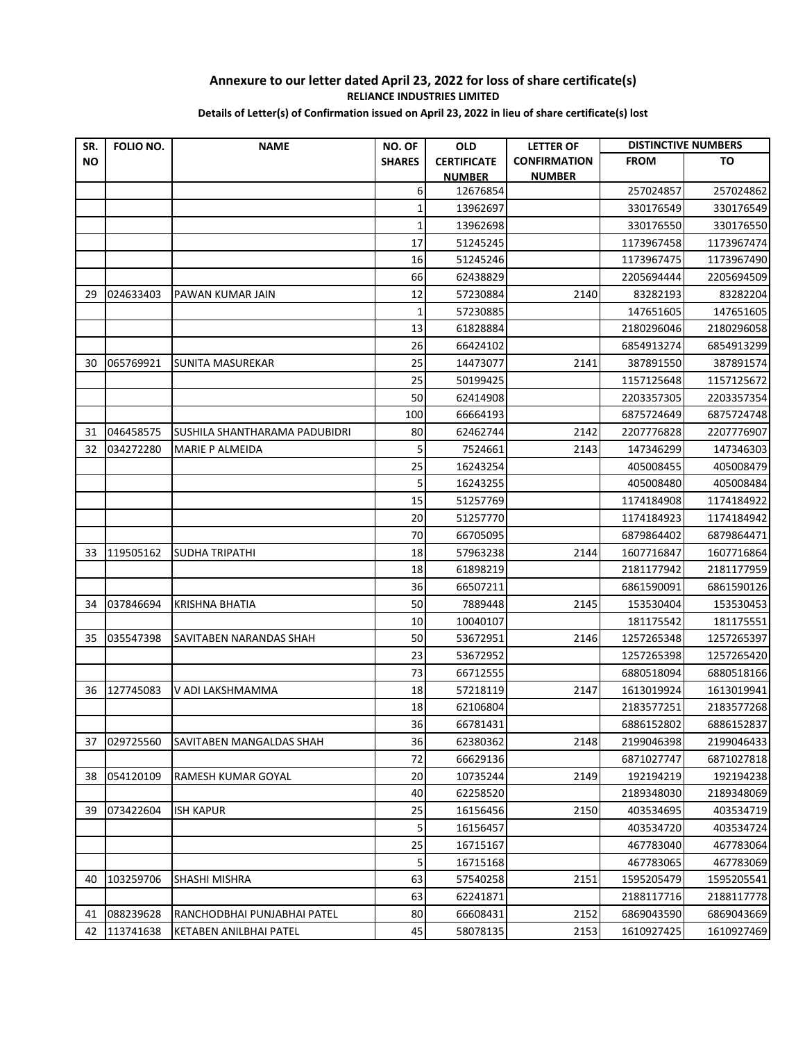## Annexure to our letter dated April 23, 2022 for loss of share certificate(s)

**RELIANCE INDUSTRIES LIMITED**

**Details of Letter(s) of Confirmation issued on April 23, 2022 in lieu of share certificate(s) lost**

| SR. NO | FOLIO NO. | NAME | NO. OF SHARES | OLD CERTIFICATE NUMBER | LETTER OF CONFIRMATION NUMBER | DISTINCTIVE NUMBERS | |
|---|---|---|---|---|---|---|---|
| | | | | | | FROM | TO |
| | | | 6 | 12676854 | | 257024857 | 257024862 |
| | | | 1 | 13962697 | | 330176549 | 330176549 |
| | | | 1 | 13962698 | | 330176550 | 330176550 |
| | | | 17 | 51245245 | | 1173967458 | 1173967474 |
| | | | 16 | 51245246 | | 1173967475 | 1173967490 |
| | | | 66 | 62438829 | | 2205694444 | 2205694509 |
| 29 | 024633403 | PAWAN KUMAR JAIN | 12 | 57230884 | 2140 | 83282193 | 83282204 |
| | | | 1 | 57230885 | | 147651605 | 147651605 |
| | | | 13 | 61828884 | | 2180296046 | 2180296058 |
| | | | 26 | 66424102 | | 6854913274 | 6854913299 |
| 30 | 065769921 | SUNITA MASUREKAR | 25 | 14473077 | 2141 | 387891550 | 387891574 |
| | | | 25 | 50199425 | | 1157125648 | 1157125672 |
| | | | 50 | 62414908 | | 2203357305 | 2203357354 |
| | | | 100 | 66664193 | | 6875724649 | 6875724748 |
| 31 | 046458575 | SUSHILA SHANTHARAMA PADUBIDRI | 80 | 62462744 | 2142 | 2207776828 | 2207776907 |
| 32 | 034272280 | MARIE P ALMEIDA | 5 | 7524661 | 2143 | 147346299 | 147346303 |
| | | | 25 | 16243254 | | 405008455 | 405008479 |
| | | | 5 | 16243255 | | 405008480 | 405008484 |
| | | | 15 | 51257769 | | 1174184908 | 1174184922 |
| | | | 20 | 51257770 | | 1174184923 | 1174184942 |
| | | | 70 | 66705095 | | 6879864402 | 6879864471 |
| 33 | 119505162 | SUDHA TRIPATHI | 18 | 57963238 | 2144 | 1607716847 | 1607716864 |
| | | | 18 | 61898219 | | 2181177942 | 2181177959 |
| | | | 36 | 66507211 | | 6861590091 | 6861590126 |
| 34 | 037846694 | KRISHNA BHATIA | 50 | 7889448 | 2145 | 153530404 | 153530453 |
| | | | 10 | 10040107 | | 181175542 | 181175551 |
| 35 | 035547398 | SAVITABEN NARANDAS SHAH | 50 | 53672951 | 2146 | 1257265348 | 1257265397 |
| | | | 23 | 53672952 | | 1257265398 | 1257265420 |
| | | | 73 | 66712555 | | 6880518094 | 6880518166 |
| 36 | 127745083 | V ADI LAKSHMAMMA | 18 | 57218119 | 2147 | 1613019924 | 1613019941 |
| | | | 18 | 62106804 | | 2183577251 | 2183577268 |
| | | | 36 | 66781431 | | 6886152802 | 6886152837 |
| 37 | 029725560 | SAVITABEN MANGALDAS SHAH | 36 | 62380362 | 2148 | 2199046398 | 2199046433 |
| | | | 72 | 66629136 | | 6871027747 | 6871027818 |
| 38 | 054120109 | RAMESH KUMAR GOYAL | 20 | 10735244 | 2149 | 192194219 | 192194238 |
| | | | 40 | 62258520 | | 2189348030 | 2189348069 |
| 39 | 073422604 | ISH KAPUR | 25 | 16156456 | 2150 | 403534695 | 403534719 |
| | | | 5 | 16156457 | | 403534720 | 403534724 |
| | | | 25 | 16715167 | | 467783040 | 467783064 |
| | | | 5 | 16715168 | | 467783065 | 467783069 |
| 40 | 103259706 | SHASHI MISHRA | 63 | 57540258 | 2151 | 1595205479 | 1595205541 |
| | | | 63 | 62241871 | | 2188117716 | 2188117778 |
| 41 | 088239628 | RANCHODBHAI PUNJABHAI PATEL | 80 | 66608431 | 2152 | 6869043590 | 6869043669 |
| 42 | 113741638 | KETABEN ANILBHAI PATEL | 45 | 58078135 | 2153 | 1610927425 | 1610927469 |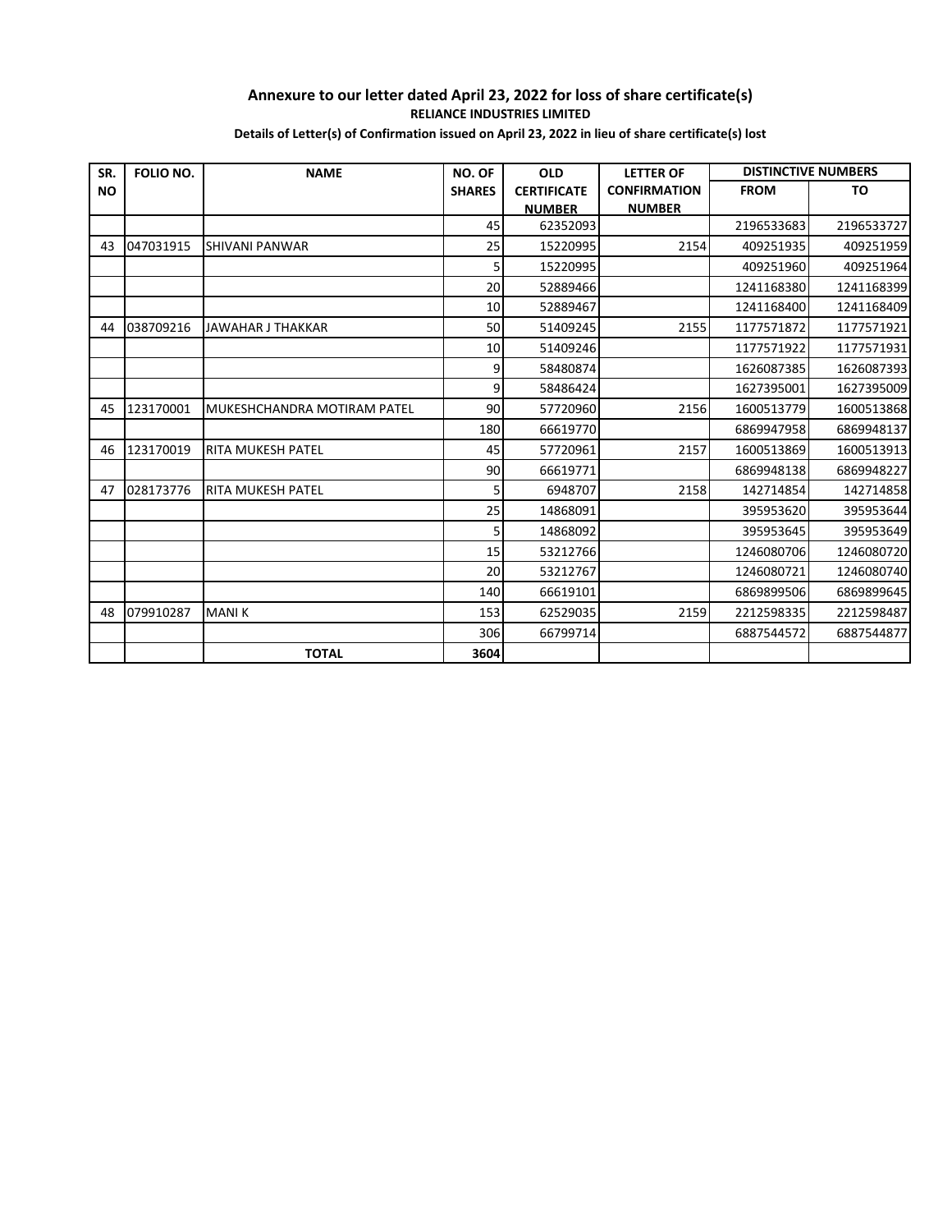**Annexure to our letter dated April 23, 2022 for loss of share certificate(s)**

**RELIANCE INDUSTRIES LIMITED**

**Details of Letter(s) of Confirmation issued on April 23, 2022 in lieu of share certificate(s) lost**

| SR. NO | FOLIO NO. | NAME | NO. OF SHARES | OLD CERTIFICATE NUMBER | LETTER OF CONFIRMATION NUMBER | DISTINCTIVE NUMBERS | |
|---|---|---|---|---|---|---|---|
| | | | | | | FROM | TO |
| | | | 45 | 62352093 | | 2196533683 | 2196533727 |
| 43 | 047031915 | SHIVANI PANWAR | 25 | 15220995 | 2154 | 409251935 | 409251959 |
| | | | 5 | 15220995 | | 409251960 | 409251964 |
| | | | 20 | 52889466 | | 1241168380 | 1241168399 |
| | | | 10 | 52889467 | | 1241168400 | 1241168409 |
| 44 | 038709216 | JAWAHAR J THAKKAR | 50 | 51409245 | 2155 | 1177571872 | 1177571921 |
| | | | 10 | 51409246 | | 1177571922 | 1177571931 |
| | | | 9 | 58480874 | | 1626087385 | 1626087393 |
| | | | 9 | 58486424 | | 1627395001 | 1627395009 |
| 45 | 123170001 | MUKESHCHANDRA MOTIRAM PATEL | 90 | 57720960 | 2156 | 1600513779 | 1600513868 |
| | | | 180 | 66619770 | | 6869947958 | 6869948137 |
| 46 | 123170019 | RITA MUKESH PATEL | 45 | 57720961 | 2157 | 1600513869 | 1600513913 |
| | | | 90 | 66619771 | | 6869948138 | 6869948227 |
| 47 | 028173776 | RITA MUKESH PATEL | 5 | 6948707 | 2158 | 142714854 | 142714858 |
| | | | 25 | 14868091 | | 395953620 | 395953644 |
| | | | 5 | 14868092 | | 395953645 | 395953649 |
| | | | 15 | 53212766 | | 1246080706 | 1246080720 |
| | | | 20 | 53212767 | | 1246080721 | 1246080740 |
| | | | 140 | 66619101 | | 6869899506 | 6869899645 |
| 48 | 079910287 | MANI K | 153 | 62529035 | 2159 | 2212598335 | 2212598487 |
| | | | 306 | 66799714 | | 6887544572 | 6887544877 |
| | | **TOTAL** | **3604** | | | | |